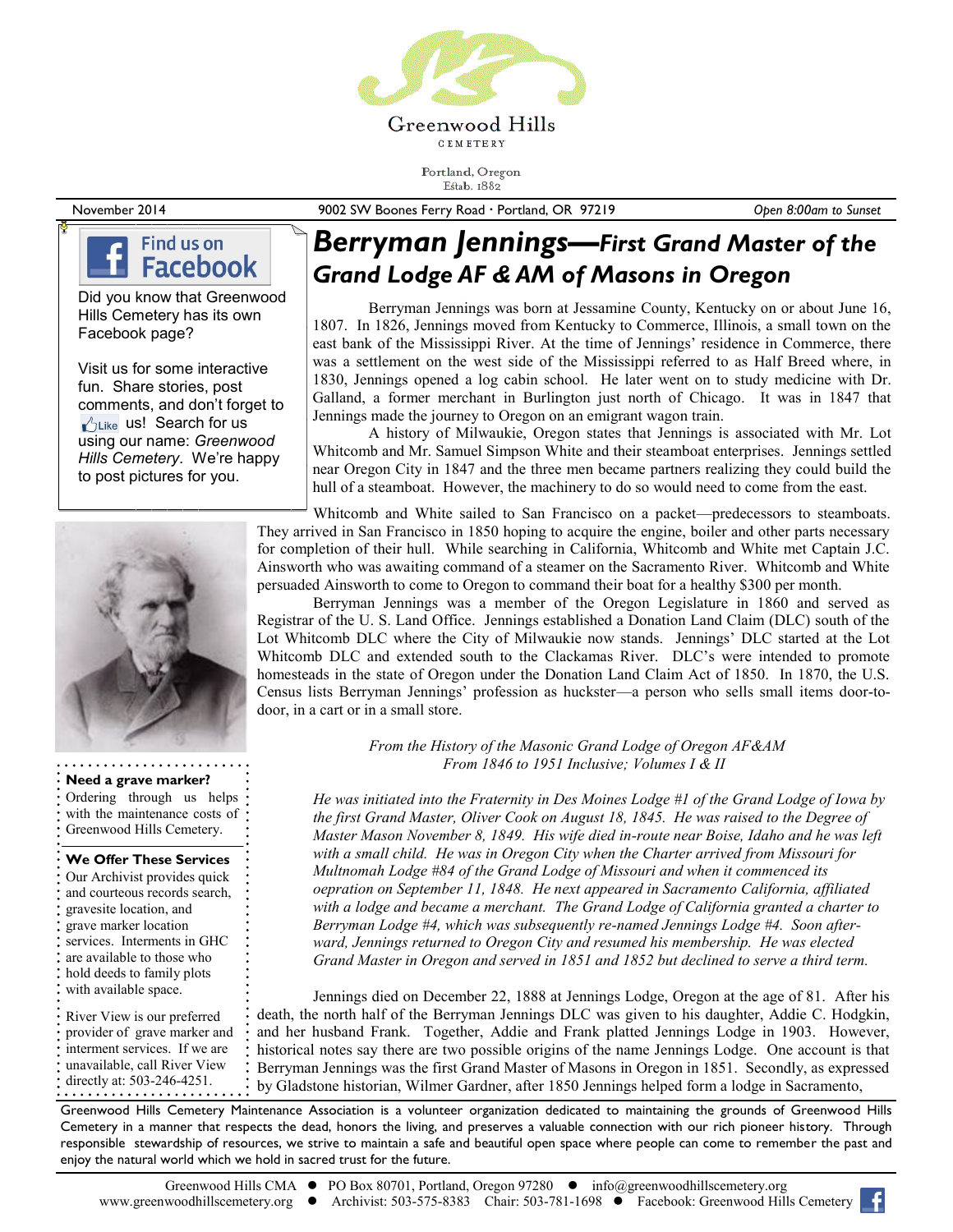Greenwood Hills

CEMETERY

Portland, Oregon
Estab. 1882

November 2014 | 9002 SW Boones Ferry Road · Portland, OR 97219 | *Open 8:00am to Sunset*

**Find us on Facebook**

Did you know that Greenwood Hills Cemetery has its own Facebook page?

Visit us for some interactive fun. Share stories, post comments, and don't forget to Like us! Search for us using our name: *Greenwood Hills Cemetery*. We're happy to post pictures for you.

# *Berryman Jennings—First Grand Master of the Grand Lodge AF & AM of Masons in Oregon*

Berryman Jennings was born at Jessamine County, Kentucky on or about June 16, 1807. In 1826, Jennings moved from Kentucky to Commerce, Illinois, a small town on the east bank of the Mississippi River. At the time of Jennings' residence in Commerce, there was a settlement on the west side of the Mississippi referred to as Half Breed where, in 1830, Jennings opened a log cabin school. He later went on to study medicine with Dr. Galland, a former merchant in Burlington just north of Chicago. It was in 1847 that Jennings made the journey to Oregon on an emigrant wagon train.

A history of Milwaukie, Oregon states that Jennings is associated with Mr. Lot Whitcomb and Mr. Samuel Simpson White and their steamboat enterprises. Jennings settled near Oregon City in 1847 and the three men became partners realizing they could build the hull of a steamboat. However, the machinery to do so would need to come from the east. Whitcomb and White sailed to San Francisco on a packet—predecessors to steamboats. They arrived in San Francisco in 1850 hoping to acquire the engine, boiler and other parts necessary for completion of their hull. While searching in California, Whitcomb and White met Captain J.C. Ainsworth who was awaiting command of a steamer on the Sacramento River. Whitcomb and White persuaded Ainsworth to come to Oregon to command their boat for a healthy $300 per month.

Berryman Jennings was a member of the Oregon Legislature in 1860 and served as Registrar of the U. S. Land Office. Jennings established a Donation Land Claim (DLC) south of the Lot Whitcomb DLC where the City of Milwaukie now stands. Jennings' DLC started at the Lot Whitcomb DLC and extended south to the Clackamas River. DLC's were intended to promote homesteads in the state of Oregon under the Donation Land Claim Act of 1850. In 1870, the U.S. Census lists Berryman Jennings' profession as huckster—a person who sells small items door-to-door, in a cart or in a small store.

*From the History of the Masonic Grand Lodge of Oregon AF&AM*
*From 1846 to 1951 Inclusive; Volumes I & II*

*He was initiated into the Fraternity in Des Moines Lodge #1 of the Grand Lodge of Iowa by the first Grand Master, Oliver Cook on August 18, 1845. He was raised to the Degree of Master Mason November 8, 1849. His wife died in-route near Boise, Idaho and he was left with a small child. He was in Oregon City when the Charter arrived from Missouri for Multnomah Lodge #84 of the Grand Lodge of Missouri and when it commenced its oepration on September 11, 1848. He next appeared in Sacramento California, affiliated with a lodge and became a merchant. The Grand Lodge of California granted a charter to Berryman Lodge #4, which was subsequently re-named Jennings Lodge #4. Soon after-ward, Jennings returned to Oregon City and resumed his membership. He was elected Grand Master in Oregon and served in 1851 and 1852 but declined to serve a third term.*

Jennings died on December 22, 1888 at Jennings Lodge, Oregon at the age of 81. After his death, the north half of the Berryman Jennings DLC was given to his daughter, Addie C. Hodgkin, and her husband Frank. Together, Addie and Frank platted Jennings Lodge in 1903. However, historical notes say there are two possible origins of the name Jennings Lodge. One account is that Berryman Jennings was the first Grand Master of Masons in Oregon in 1851. Secondly, as expressed by Gladstone historian, Wilmer Gardner, after 1850 Jennings helped form a lodge in Sacramento,

**Need a grave marker?**
Ordering through us helps with the maintenance costs of Greenwood Hills Cemetery.

**We Offer These Services**
Our Archivist provides quick and courteous records search, gravesite location, and grave marker location services. Interments in GHC are available to those who hold deeds to family plots with available space.

River View is our preferred provider of grave marker and interment services. If we are unavailable, call River View directly at: 503-246-4251.

Greenwood Hills Cemetery Maintenance Association is a volunteer organization dedicated to maintaining the grounds of Greenwood Hills Cemetery in a manner that respects the dead, honors the living, and preserves a valuable connection with our rich pioneer history. Through responsible stewardship of resources, we strive to maintain a safe and beautiful open space where people can come to remember the past and enjoy the natural world which we hold in sacred trust for the future.

Greenwood Hills CMA ● PO Box 80701, Portland, Oregon 97280 ● info@greenwoodhillscemetery.org
www.greenwoodhillscemetery.org ● Archivist: 503-575-8383 Chair: 503-781-1698 ● Facebook: Greenwood Hills Cemetery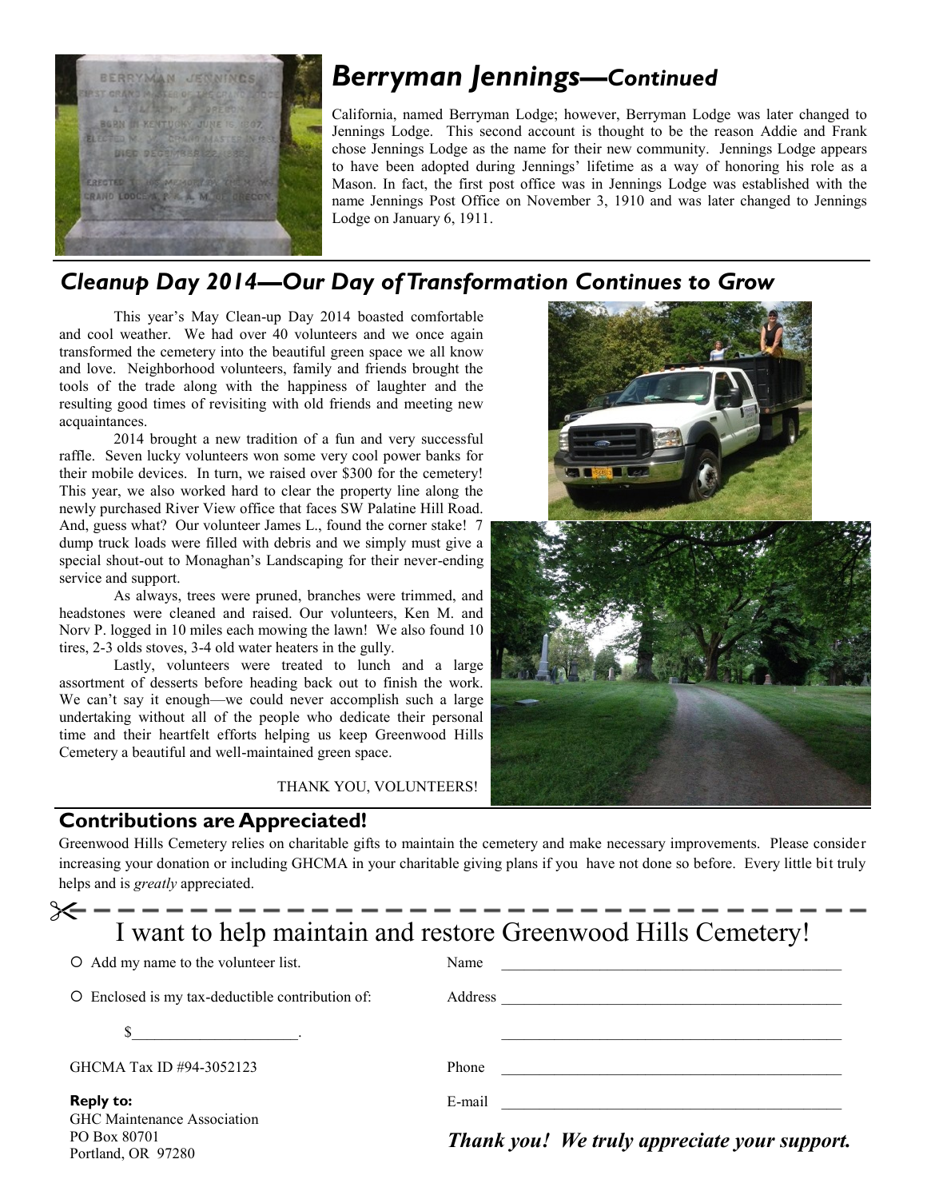## *Berryman Jennings—Continued*

California, named Berryman Lodge; however, Berryman Lodge was later changed to Jennings Lodge. This second account is thought to be the reason Addie and Frank chose Jennings Lodge as the name for their new community. Jennings Lodge appears to have been adopted during Jennings' lifetime as a way of honoring his role as a Mason. In fact, the first post office was in Jennings Lodge was established with the name Jennings Post Office on November 3, 1910 and was later changed to Jennings Lodge on January 6, 1911.

## *Cleanup Day 2014—Our Day of Transformation Continues to Grow*

This year's May Clean-up Day 2014 boasted comfortable and cool weather. We had over 40 volunteers and we once again transformed the cemetery into the beautiful green space we all know and love. Neighborhood volunteers, family and friends brought the tools of the trade along with the happiness of laughter and the resulting good times of revisiting with old friends and meeting new acquaintances.

2014 brought a new tradition of a fun and very successful raffle. Seven lucky volunteers won some very cool power banks for their mobile devices. In turn, we raised over $300 for the cemetery! This year, we also worked hard to clear the property line along the newly purchased River View office that faces SW Palatine Hill Road. And, guess what? Our volunteer James L., found the corner stake! 7 dump truck loads were filled with debris and we simply must give a special shout-out to Monaghan's Landscaping for their never-ending service and support.

As always, trees were pruned, branches were trimmed, and headstones were cleaned and raised. Our volunteers, Ken M. and Norv P. logged in 10 miles each mowing the lawn! We also found 10 tires, 2-3 olds stoves, 3-4 old water heaters in the gully.

Lastly, volunteers were treated to lunch and a large assortment of desserts before heading back out to finish the work. We can't say it enough—we could never accomplish such a large undertaking without all of the people who dedicate their personal time and their heartfelt efforts helping us keep Greenwood Hills Cemetery a beautiful and well-maintained green space.

THANK YOU, VOLUNTEERS!

### Contributions are Appreciated!

Greenwood Hills Cemetery relies on charitable gifts to maintain the cemetery and make necessary improvements. Please consider increasing your donation or including GHCMA in your charitable giving plans if you have not done so before. Every little bit truly helps and is *greatly* appreciated.

---

# I want to help maintain and restore Greenwood Hills Cemetery!

- ○ Add my name to the volunteer list.
- ○ Enclosed is my tax-deductible contribution of:

  $______________________.

GHCMA Tax ID #94-3052123

**Reply to:**
GHC Maintenance Association
PO Box 80701
Portland, OR 97280

Name ____________________________________________

Address __________________________________________

________________________________________________

Phone ___________________________________________

E-mail ___________________________________________

***Thank you! We truly appreciate your support.***